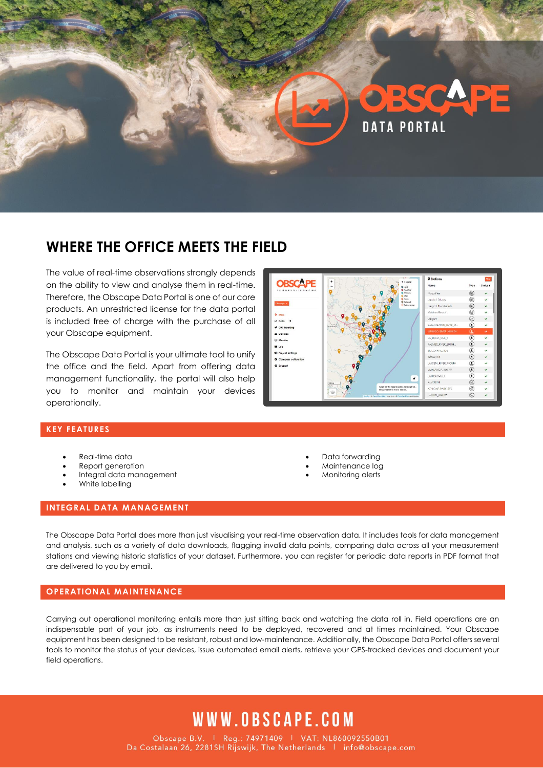# OBSCAPE DATA PORTAL

## WHERE THE OFFICE MEETS THE FIELD

The value of real-time observations strongly depends on the ability to view and analyse them in real-time. Therefore, the Obscape Data Portal is one of our core products. An unrestricted license for the data portal is included free of charge with the purchase of all your Obscape equipment.

The Obscape Data Portal is your ultimate tool to unify the office and the field. Apart from offering data management functionality, the portal will also help you to monitor and maintain your devices operationally.

### KEY FEATURES

- Real-time data
- Report generation
- Integral data management
- White labelling
- Data forwarding
- Maintenance log
- Monitoring alerts

### INTEGRAL DATA MANAGEMENT

The Obscape Data Portal does more than just visualising your real-time observation data. It includes tools for data management and analysis, such as a variety of data downloads, flagging invalid data points, comparing data across all your measurement stations and viewing historic statistics of your dataset. Furthermore, you can register for periodic data reports in PDF format that are delivered to you by email.

### OPERATIONAL MAINTENANCE

Carrying out operational monitoring entails more than just sitting back and watching the data roll in. Field operations are an indispensable part of your job, as instruments need to be deployed, recovered and at times maintained. Your Obscape equipment has been designed to be resistant, robust and low-maintenance. Additionally, the Obscape Data Portal offers several tools to monitor the status of your devices, issue automated email alerts, retrieve your GPS-tracked devices and document your field operations.

**WWW.OBSCAPE.COM**

Obscape B.V. | Reg.: 74971409 | VAT: NL860092550B01
Da Costalaan 26, 2281SH Rijswijk, The Netherlands | info@obscape.com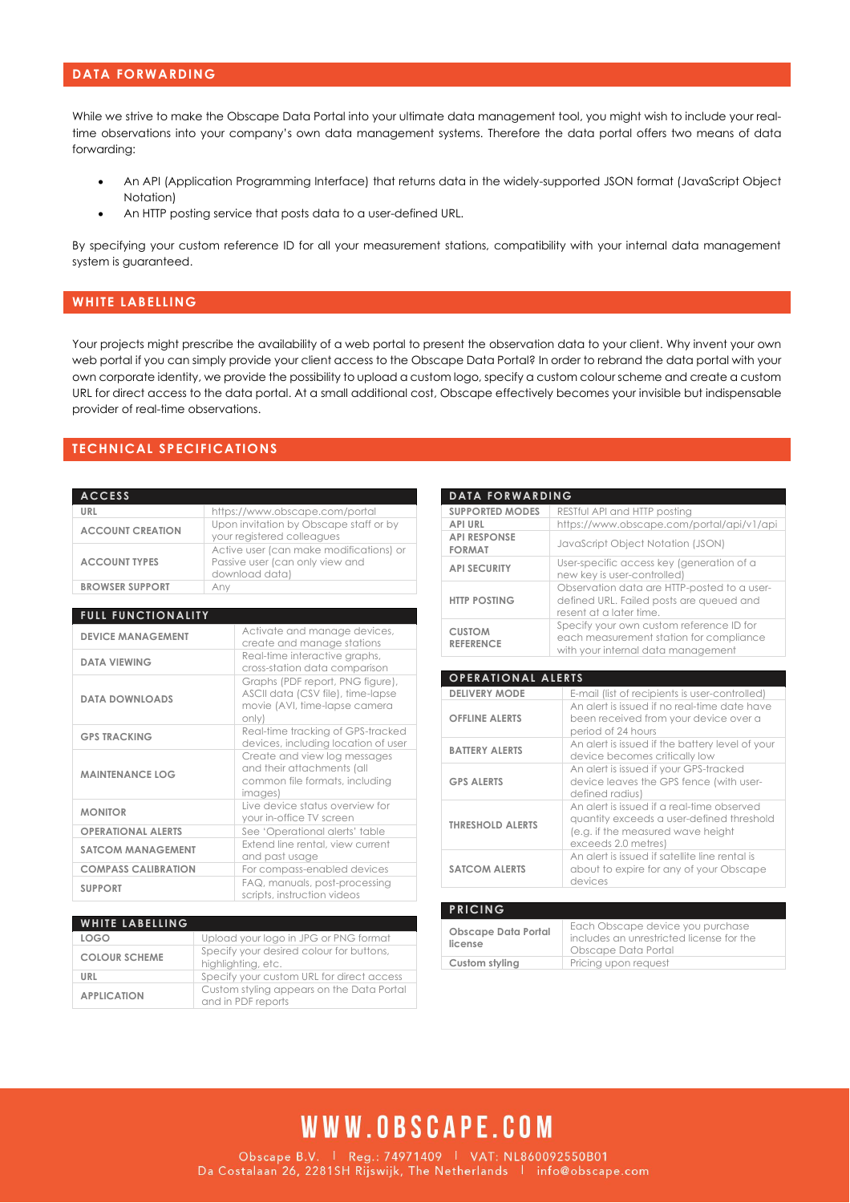## DATA FORWARDING

While we strive to make the Obscape Data Portal into your ultimate data management tool, you might wish to include your real-time observations into your company's own data management systems. Therefore the data portal offers two means of data forwarding:

- An API (Application Programming Interface) that returns data in the widely-supported JSON format (JavaScript Object Notation)
- An HTTP posting service that posts data to a user-defined URL.

By specifying your custom reference ID for all your measurement stations, compatibility with your internal data management system is guaranteed.

## WHITE LABELLING

Your projects might prescribe the availability of a web portal to present the observation data to your client. Why invent your own web portal if you can simply provide your client access to the Obscape Data Portal? In order to rebrand the data portal with your own corporate identity, we provide the possibility to upload a custom logo, specify a custom colour scheme and create a custom URL for direct access to the data portal. At a small additional cost, Obscape effectively becomes your invisible but indispensable provider of real-time observations.

## TECHNICAL SPECIFICATIONS

| ACCESS | |
|---|---|
| URL | https://www.obscape.com/portal |
| ACCOUNT CREATION | Upon invitation by Obscape staff or by your registered colleagues |
| ACCOUNT TYPES | Active user (can make modifications) or Passive user (can only view and download data) |
| BROWSER SUPPORT | Any |

| FULL FUNCTIONALITY | |
|---|---|
| DEVICE MANAGEMENT | Activate and manage devices, create and manage stations |
| DATA VIEWING | Real-time interactive graphs, cross-station data comparison |
| DATA DOWNLOADS | Graphs (PDF report, PNG figure), ASCII data (CSV file), time-lapse movie (AVI, time-lapse camera only) |
| GPS TRACKING | Real-time tracking of GPS-tracked devices, including location of user |
| MAINTENANCE LOG | Create and view log messages and their attachments (all common file formats, including images) |
| MONITOR | Live device status overview for your in-office TV screen |
| OPERATIONAL ALERTS | See 'Operational alerts' table |
| SATCOM MANAGEMENT | Extend line rental, view current and past usage |
| COMPASS CALIBRATION | For compass-enabled devices |
| SUPPORT | FAQ, manuals, post-processing scripts, instruction videos |

| WHITE LABELLING | |
|---|---|
| LOGO | Upload your logo in JPG or PNG format |
| COLOUR SCHEME | Specify your desired colour for buttons, highlighting, etc. |
| URL | Specify your custom URL for direct access |
| APPLICATION | Custom styling appears on the Data Portal and in PDF reports |

| DATA FORWARDING | |
|---|---|
| SUPPORTED MODES | RESTful API and HTTP posting |
| API URL | https://www.obscape.com/portal/api/v1/api |
| API RESPONSE FORMAT | JavaScript Object Notation (JSON) |
| API SECURITY | User-specific access key (generation of a new key is user-controlled) |
| HTTP POSTING | Observation data are HTTP-posted to a user-defined URL. Failed posts are queued and resent at a later time. |
| CUSTOM REFERENCE | Specify your own custom reference ID for each measurement station for compliance with your internal data management |

| OPERATIONAL ALERTS | |
|---|---|
| DELIVERY MODE | E-mail (list of recipients is user-controlled) |
| OFFLINE ALERTS | An alert is issued if no real-time date have been received from your device over a period of 24 hours |
| BATTERY ALERTS | An alert is issued if the battery level of your device becomes critically low |
| GPS ALERTS | An alert is issued if your GPS-tracked device leaves the GPS fence (with user-defined radius) |
| THRESHOLD ALERTS | An alert is issued if a real-time observed quantity exceeds a user-defined threshold (e.g. if the measured wave height exceeds 2.0 metres) |
| SATCOM ALERTS | An alert is issued if satellite line rental is about to expire for any of your Obscape devices |

| PRICING | |
|---|---|
| Obscape Data Portal license | Each Obscape device you purchase includes an unrestricted license for the Obscape Data Portal |
| Custom styling | Pricing upon request |

**WWW.OBSCAPE.COM**

Obscape B.V. | Reg.: 74971409 | VAT: NL860092550B01
Da Costalaan 26, 2281SH Rijswijk, The Netherlands | info@obscape.com